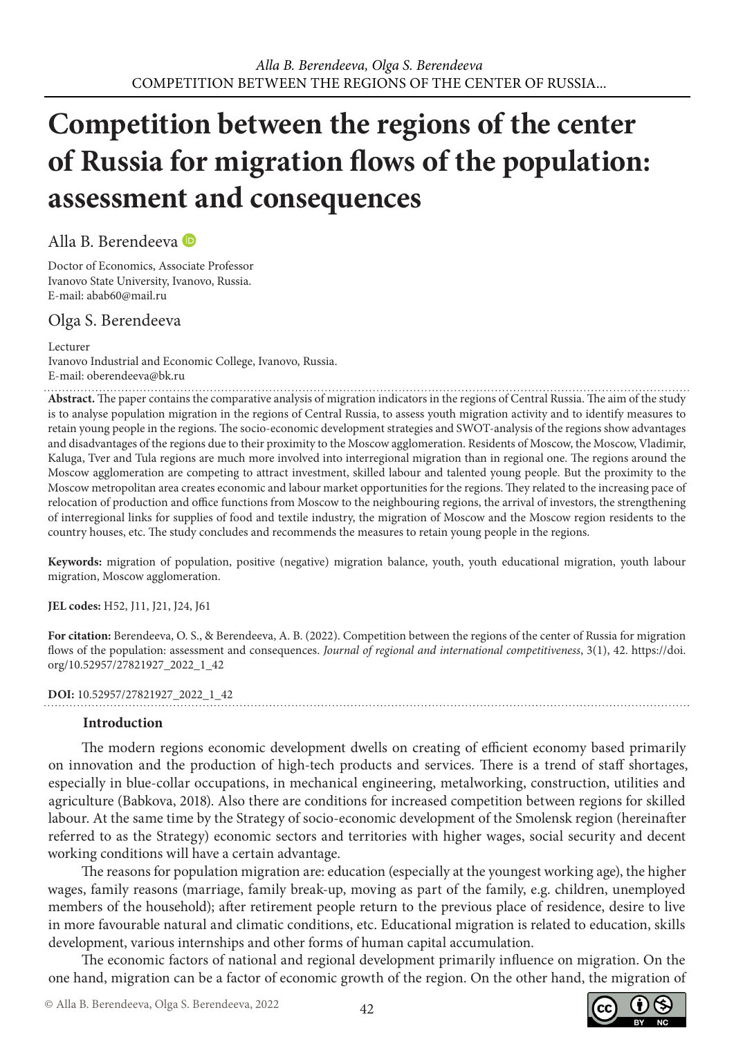# Competition between the regions of the center of Russia for migration flows of the population: assessment and consequences

Alla B. Berendeeva

Doctor of Economics, Associate Professor
Ivanovo State University, Ivanovo, Russia.
E-mail: abab60@mail.ru

Olga S. Berendeeva

Lecturer
Ivanovo Industrial and Economic College, Ivanovo, Russia.
E-mail: oberendeeva@bk.ru

**Abstract.** The paper contains the comparative analysis of migration indicators in the regions of Central Russia. The aim of the study is to analyse population migration in the regions of Central Russia, to assess youth migration activity and to identify measures to retain young people in the regions. The socio-economic development strategies and SWOT-analysis of the regions show advantages and disadvantages of the regions due to their proximity to the Moscow agglomeration. Residents of Moscow, the Moscow, Vladimir, Kaluga, Tver and Tula regions are much more involved into interregional migration than in regional one. The regions around the Moscow agglomeration are competing to attract investment, skilled labour and talented young people. But the proximity to the Moscow metropolitan area creates economic and labour market opportunities for the regions. They related to the increasing pace of relocation of production and office functions from Moscow to the neighbouring regions, the arrival of investors, the strengthening of interregional links for supplies of food and textile industry, the migration of Moscow and the Moscow region residents to the country houses, etc. The study concludes and recommends the measures to retain young people in the regions.

**Keywords:** migration of population, positive (negative) migration balance, youth, youth educational migration, youth labour migration, Moscow agglomeration.

**JEL codes:** H52, J11, J21, J24, J61

**For citation:** Berendeeva, O. S., & Berendeeva, A. B. (2022). Competition between the regions of the center of Russia for migration flows of the population: assessment and consequences. *Journal of regional and international competitiveness*, 3(1), 42. https://doi.org/10.52957/27821927_2022_1_42

**DOI:** 10.52957/27821927_2022_1_42

## Introduction

The modern regions economic development dwells on creating of efficient economy based primarily on innovation and the production of high-tech products and services. There is a trend of staff shortages, especially in blue-collar occupations, in mechanical engineering, metalworking, construction, utilities and agriculture (Babkova, 2018). Also there are conditions for increased competition between regions for skilled labour. At the same time by the Strategy of socio-economic development of the Smolensk region (hereinafter referred to as the Strategy) economic sectors and territories with higher wages, social security and decent working conditions will have a certain advantage.

The reasons for population migration are: education (especially at the youngest working age), the higher wages, family reasons (marriage, family break-up, moving as part of the family, e.g. children, unemployed members of the household); after retirement people return to the previous place of residence, desire to live in more favourable natural and climatic conditions, etc. Educational migration is related to education, skills development, various internships and other forms of human capital accumulation.

The economic factors of national and regional development primarily influence on migration. On the one hand, migration can be a factor of economic growth of the region. On the other hand, the migration of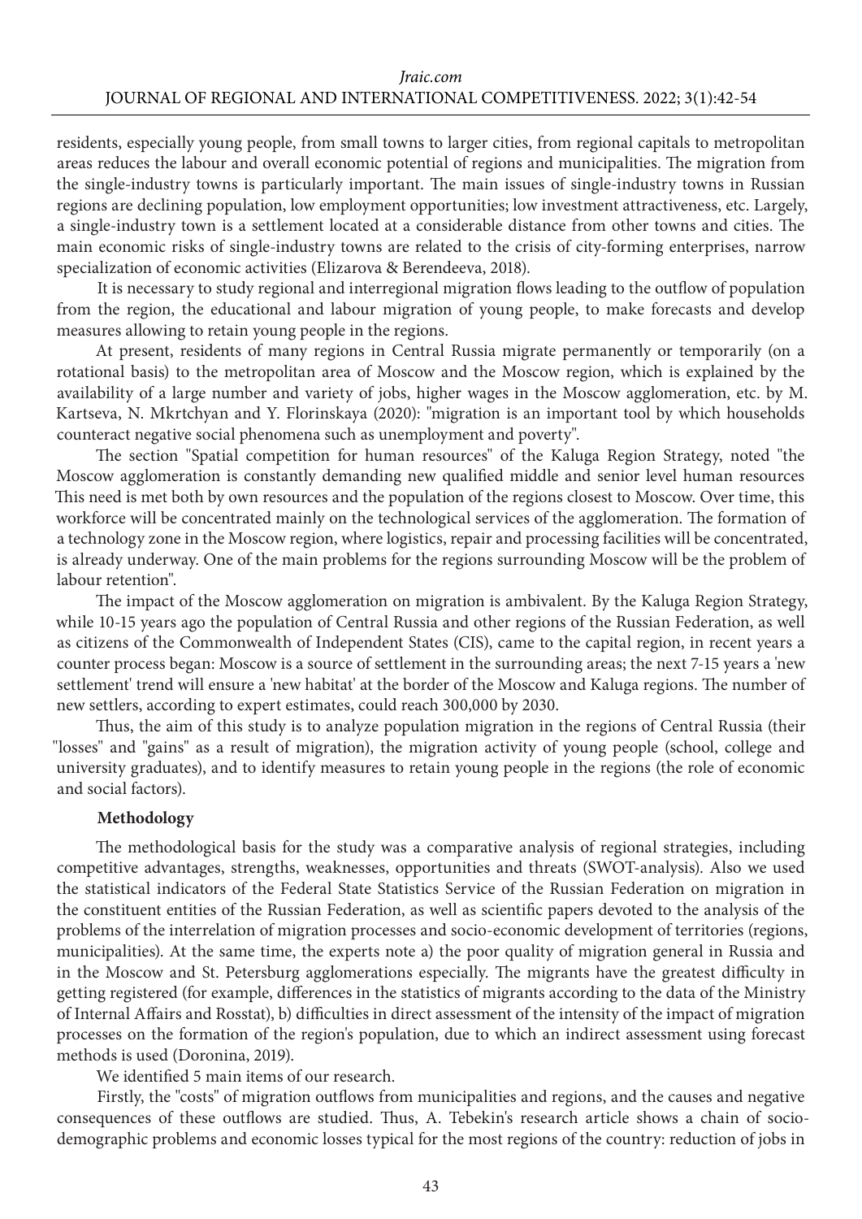residents, especially young people, from small towns to larger cities, from regional capitals to metropolitan areas reduces the labour and overall economic potential of regions and municipalities. The migration from the single-industry towns is particularly important. The main issues of single-industry towns in Russian regions are declining population, low employment opportunities; low investment attractiveness, etc. Largely, a single-industry town is a settlement located at a considerable distance from other towns and cities. The main economic risks of single-industry towns are related to the crisis of city-forming enterprises, narrow specialization of economic activities (Elizarova & Berendeeva, 2018).

It is necessary to study regional and interregional migration flows leading to the outflow of population from the region, the educational and labour migration of young people, to make forecasts and develop measures allowing to retain young people in the regions.

At present, residents of many regions in Central Russia migrate permanently or temporarily (on a rotational basis) to the metropolitan area of Moscow and the Moscow region, which is explained by the availability of a large number and variety of jobs, higher wages in the Moscow agglomeration, etc. by M. Kartseva, N. Mkrtchyan and Y. Florinskaya (2020): "migration is an important tool by which households counteract negative social phenomena such as unemployment and poverty".

The section "Spatial competition for human resources" of the Kaluga Region Strategy, noted "the Moscow agglomeration is constantly demanding new qualified middle and senior level human resources This need is met both by own resources and the population of the regions closest to Moscow. Over time, this workforce will be concentrated mainly on the technological services of the agglomeration. The formation of a technology zone in the Moscow region, where logistics, repair and processing facilities will be concentrated, is already underway. One of the main problems for the regions surrounding Moscow will be the problem of labour retention".

The impact of the Moscow agglomeration on migration is ambivalent. By the Kaluga Region Strategy, while 10-15 years ago the population of Central Russia and other regions of the Russian Federation, as well as citizens of the Commonwealth of Independent States (CIS), came to the capital region, in recent years a counter process began: Moscow is a source of settlement in the surrounding areas; the next 7-15 years a 'new settlement' trend will ensure a 'new habitat' at the border of the Moscow and Kaluga regions. The number of new settlers, according to expert estimates, could reach 300,000 by 2030.

Thus, the aim of this study is to analyze population migration in the regions of Central Russia (their "losses" and "gains" as a result of migration), the migration activity of young people (school, college and university graduates), and to identify measures to retain young people in the regions (the role of economic and social factors).

## Methodology

The methodological basis for the study was a comparative analysis of regional strategies, including competitive advantages, strengths, weaknesses, opportunities and threats (SWOT-analysis). Also we used the statistical indicators of the Federal State Statistics Service of the Russian Federation on migration in the constituent entities of the Russian Federation, as well as scientific papers devoted to the analysis of the problems of the interrelation of migration processes and socio-economic development of territories (regions, municipalities). At the same time, the experts note a) the poor quality of migration general in Russia and in the Moscow and St. Petersburg agglomerations especially. The migrants have the greatest difficulty in getting registered (for example, differences in the statistics of migrants according to the data of the Ministry of Internal Affairs and Rosstat), b) difficulties in direct assessment of the intensity of the impact of migration processes on the formation of the region's population, due to which an indirect assessment using forecast methods is used (Doronina, 2019).

We identified 5 main items of our research.

Firstly, the "costs" of migration outflows from municipalities and regions, and the causes and negative consequences of these outflows are studied. Thus, A. Tebekin's research article shows a chain of socio-demographic problems and economic losses typical for the most regions of the country: reduction of jobs in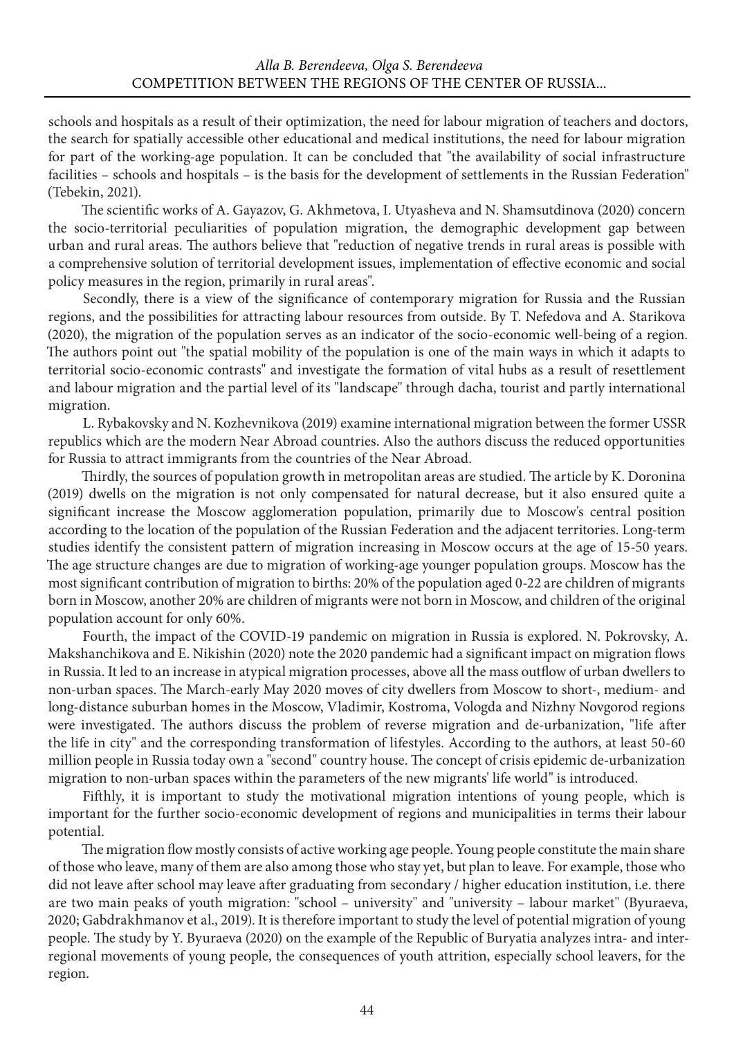schools and hospitals as a result of their optimization, the need for labour migration of teachers and doctors, the search for spatially accessible other educational and medical institutions, the need for labour migration for part of the working-age population. It can be concluded that "the availability of social infrastructure facilities – schools and hospitals – is the basis for the development of settlements in the Russian Federation" (Tebekin, 2021).

The scientific works of A. Gayazov, G. Akhmetova, I. Utyasheva and N. Shamsutdinova (2020) concern the socio-territorial peculiarities of population migration, the demographic development gap between urban and rural areas. The authors believe that "reduction of negative trends in rural areas is possible with a comprehensive solution of territorial development issues, implementation of effective economic and social policy measures in the region, primarily in rural areas".

Secondly, there is a view of the significance of contemporary migration for Russia and the Russian regions, and the possibilities for attracting labour resources from outside. By T. Nefedova and A. Starikova (2020), the migration of the population serves as an indicator of the socio-economic well-being of a region. The authors point out "the spatial mobility of the population is one of the main ways in which it adapts to territorial socio-economic contrasts" and investigate the formation of vital hubs as a result of resettlement and labour migration and the partial level of its "landscape" through dacha, tourist and partly international migration.

L. Rybakovsky and N. Kozhevnikova (2019) examine international migration between the former USSR republics which are the modern Near Abroad countries. Also the authors discuss the reduced opportunities for Russia to attract immigrants from the countries of the Near Abroad.

Thirdly, the sources of population growth in metropolitan areas are studied. The article by K. Doronina (2019) dwells on the migration is not only compensated for natural decrease, but it also ensured quite a significant increase the Moscow agglomeration population, primarily due to Moscow's central position according to the location of the population of the Russian Federation and the adjacent territories. Long-term studies identify the consistent pattern of migration increasing in Moscow occurs at the age of 15-50 years. The age structure changes are due to migration of working-age younger population groups. Moscow has the most significant contribution of migration to births: 20% of the population aged 0-22 are children of migrants born in Moscow, another 20% are children of migrants were not born in Moscow, and children of the original population account for only 60%.

Fourth, the impact of the COVID-19 pandemic on migration in Russia is explored. N. Pokrovsky, A. Makshanchikova and E. Nikishin (2020) note the 2020 pandemic had a significant impact on migration flows in Russia. It led to an increase in atypical migration processes, above all the mass outflow of urban dwellers to non-urban spaces. The March-early May 2020 moves of city dwellers from Moscow to short-, medium- and long-distance suburban homes in the Moscow, Vladimir, Kostroma, Vologda and Nizhny Novgorod regions were investigated. The authors discuss the problem of reverse migration and de-urbanization, "life after the life in city" and the corresponding transformation of lifestyles. According to the authors, at least 50-60 million people in Russia today own a "second" country house. The concept of crisis epidemic de-urbanization migration to non-urban spaces within the parameters of the new migrants' life world" is introduced.

Fifthly, it is important to study the motivational migration intentions of young people, which is important for the further socio-economic development of regions and municipalities in terms their labour potential.

The migration flow mostly consists of active working age people. Young people constitute the main share of those who leave, many of them are also among those who stay yet, but plan to leave. For example, those who did not leave after school may leave after graduating from secondary / higher education institution, i.e. there are two main peaks of youth migration: "school – university" and "university – labour market" (Byuraeva, 2020; Gabdrakhmanov et al., 2019). It is therefore important to study the level of potential migration of young people. The study by Y. Byuraeva (2020) on the example of the Republic of Buryatia analyzes intra- and inter-regional movements of young people, the consequences of youth attrition, especially school leavers, for the region.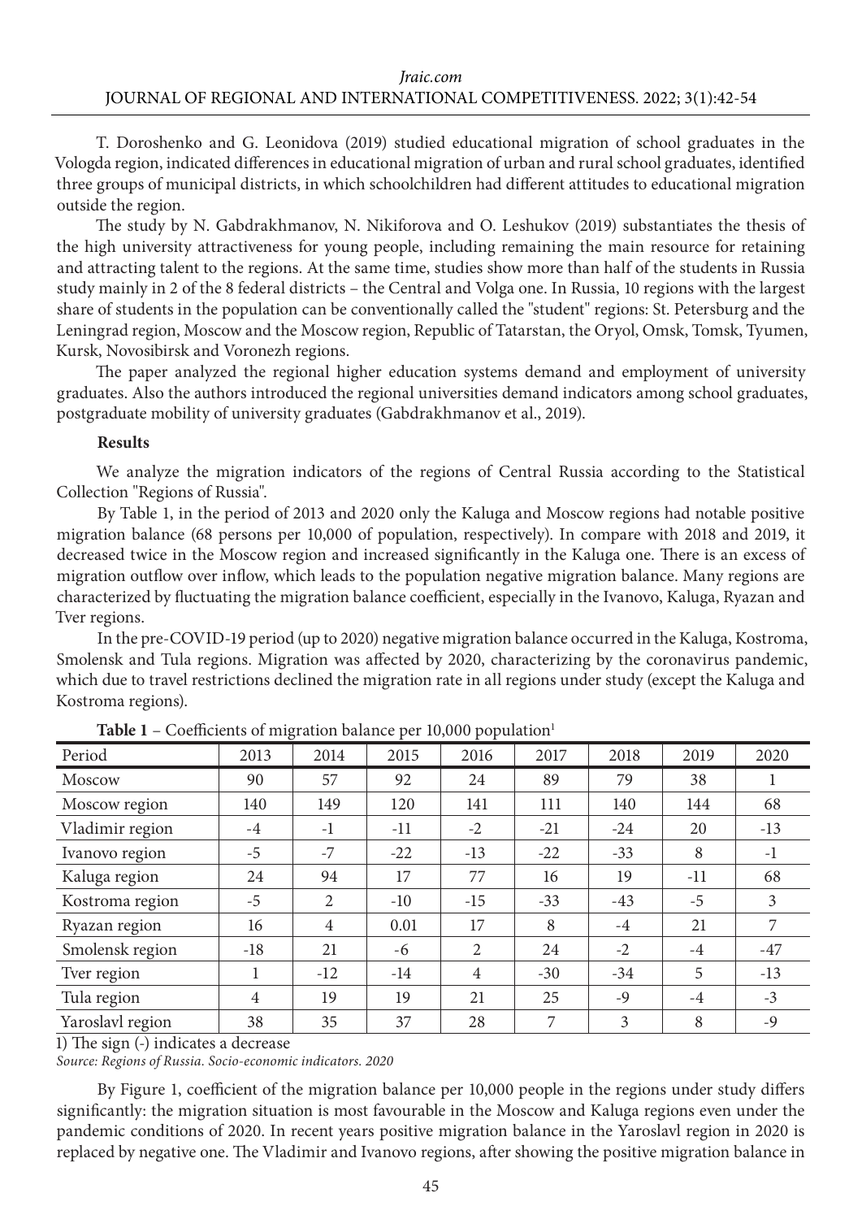T. Doroshenko and G. Leonidova (2019) studied educational migration of school graduates in the Vologda region, indicated differences in educational migration of urban and rural school graduates, identified three groups of municipal districts, in which schoolchildren had different attitudes to educational migration outside the region.

The study by N. Gabdrakhmanov, N. Nikiforova and O. Leshukov (2019) substantiates the thesis of the high university attractiveness for young people, including remaining the main resource for retaining and attracting talent to the regions. At the same time, studies show more than half of the students in Russia study mainly in 2 of the 8 federal districts – the Central and Volga one. In Russia, 10 regions with the largest share of students in the population can be conventionally called the "student" regions: St. Petersburg and the Leningrad region, Moscow and the Moscow region, Republic of Tatarstan, the Oryol, Omsk, Tomsk, Tyumen, Kursk, Novosibirsk and Voronezh regions.

The paper analyzed the regional higher education systems demand and employment of university graduates. Also the authors introduced the regional universities demand indicators among school graduates, postgraduate mobility of university graduates (Gabdrakhmanov et al., 2019).

**Results**

We analyze the migration indicators of the regions of Central Russia according to the Statistical Collection "Regions of Russia".

By Table 1, in the period of 2013 and 2020 only the Kaluga and Moscow regions had notable positive migration balance (68 persons per 10,000 of population, respectively). In compare with 2018 and 2019, it decreased twice in the Moscow region and increased significantly in the Kaluga one. There is an excess of migration outflow over inflow, which leads to the population negative migration balance. Many regions are characterized by fluctuating the migration balance coefficient, especially in the Ivanovo, Kaluga, Ryazan and Tver regions.

In the pre-COVID-19 period (up to 2020) negative migration balance occurred in the Kaluga, Kostroma, Smolensk and Tula regions. Migration was affected by 2020, characterizing by the coronavirus pandemic, which due to travel restrictions declined the migration rate in all regions under study (except the Kaluga and Kostroma regions).

**Table 1** – Coefficients of migration balance per 10,000 population[1]

| Period | 2013 | 2014 | 2015 | 2016 | 2017 | 2018 | 2019 | 2020 |
|---|---|---|---|---|---|---|---|---|
| Moscow | 90 | 57 | 92 | 24 | 89 | 79 | 38 | 1 |
| Moscow region | 140 | 149 | 120 | 141 | 111 | 140 | 144 | 68 |
| Vladimir region | -4 | -1 | -11 | -2 | -21 | -24 | 20 | -13 |
| Ivanovo region | -5 | -7 | -22 | -13 | -22 | -33 | 8 | -1 |
| Kaluga region | 24 | 94 | 17 | 77 | 16 | 19 | -11 | 68 |
| Kostroma region | -5 | 2 | -10 | -15 | -33 | -43 | -5 | 3 |
| Ryazan region | 16 | 4 | 0.01 | 17 | 8 | -4 | 21 | 7 |
| Smolensk region | -18 | 21 | -6 | 2 | 24 | -2 | -4 | -47 |
| Tver region | 1 | -12 | -14 | 4 | -30 | -34 | 5 | -13 |
| Tula region | 4 | 19 | 19 | 21 | 25 | -9 | -4 | -3 |
| Yaroslavl region | 38 | 35 | 37 | 28 | 7 | 3 | 8 | -9 |

1) The sign (-) indicates a decrease

*Source: Regions of Russia. Socio-economic indicators. 2020*

By Figure 1, coefficient of the migration balance per 10,000 people in the regions under study differs significantly: the migration situation is most favourable in the Moscow and Kaluga regions even under the pandemic conditions of 2020. In recent years positive migration balance in the Yaroslavl region in 2020 is replaced by negative one. The Vladimir and Ivanovo regions, after showing the positive migration balance in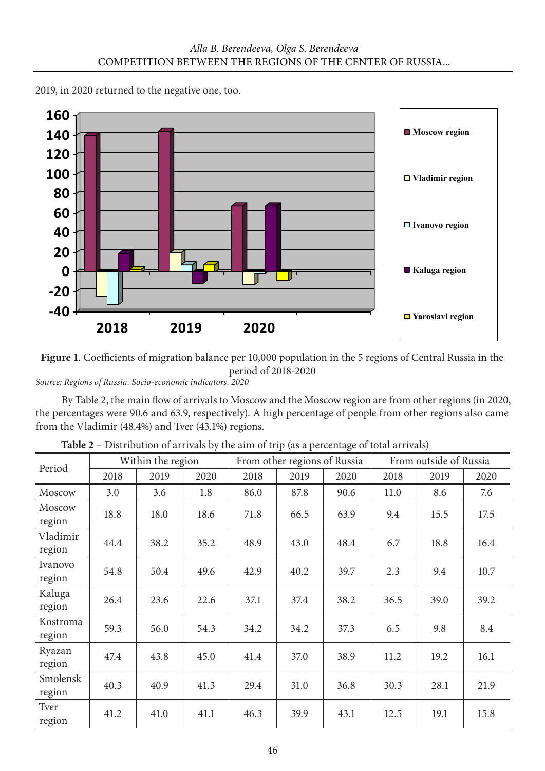2019, in 2020 returned to the negative one, too.

**Figure 1**. Coefficients of migration balance per 10,000 population in the 5 regions of Central Russia in the period of 2018-2020

*Source: Regions of Russia. Socio-economic indicators, 2020*

By Table 2, the main flow of arrivals to Moscow and the Moscow region are from other regions (in 2020, the percentages were 90.6 and 63.9, respectively). A high percentage of people from other regions also came from the Vladimir (48.4%) and Tver (43.1%) regions.

**Table 2** – Distribution of arrivals by the aim of trip (as a percentage of total arrivals)

| Period | Within the region | | | From other regions of Russia | | | From outside of Russia | | |
|---|---|---|---|---|---|---|---|---|---|
| | 2018 | 2019 | 2020 | 2018 | 2019 | 2020 | 2018 | 2019 | 2020 |
| Moscow | 3.0 | 3.6 | 1.8 | 86.0 | 87.8 | 90.6 | 11.0 | 8.6 | 7.6 |
| Moscow region | 18.8 | 18.0 | 18.6 | 71.8 | 66.5 | 63.9 | 9.4 | 15.5 | 17.5 |
| Vladimir region | 44.4 | 38.2 | 35.2 | 48.9 | 43.0 | 48.4 | 6.7 | 18.8 | 16.4 |
| Ivanovo region | 54.8 | 50.4 | 49.6 | 42.9 | 40.2 | 39.7 | 2.3 | 9.4 | 10.7 |
| Kaluga region | 26.4 | 23.6 | 22.6 | 37.1 | 37.4 | 38.2 | 36.5 | 39.0 | 39.2 |
| Kostroma region | 59.3 | 56.0 | 54.3 | 34.2 | 34.2 | 37.3 | 6.5 | 9.8 | 8.4 |
| Ryazan region | 47.4 | 43.8 | 45.0 | 41.4 | 37.0 | 38.9 | 11.2 | 19.2 | 16.1 |
| Smolensk region | 40.3 | 40.9 | 41.3 | 29.4 | 31.0 | 36.8 | 30.3 | 28.1 | 21.9 |
| Tver region | 41.2 | 41.0 | 41.1 | 46.3 | 39.9 | 43.1 | 12.5 | 19.1 | 15.8 |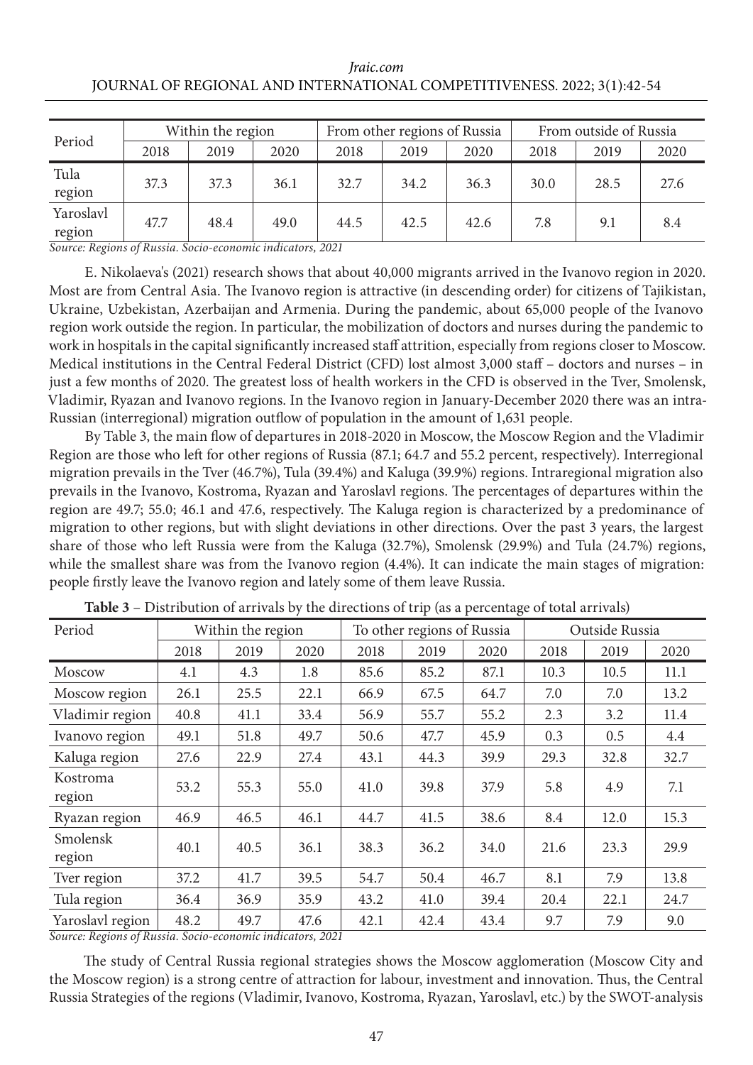| Period | Within the region | | | From other regions of Russia | | | From outside of Russia | | |
|---|---|---|---|---|---|---|---|---|---|
| | 2018 | 2019 | 2020 | 2018 | 2019 | 2020 | 2018 | 2019 | 2020 |
| Tula region | 37.3 | 37.3 | 36.1 | 32.7 | 34.2 | 36.3 | 30.0 | 28.5 | 27.6 |
| Yaroslavl region | 47.7 | 48.4 | 49.0 | 44.5 | 42.5 | 42.6 | 7.8 | 9.1 | 8.4 |

*Source: Regions of Russia. Socio-economic indicators, 2021*

E. Nikolaeva's (2021) research shows that about 40,000 migrants arrived in the Ivanovo region in 2020. Most are from Central Asia. The Ivanovo region is attractive (in descending order) for citizens of Tajikistan, Ukraine, Uzbekistan, Azerbaijan and Armenia. During the pandemic, about 65,000 people of the Ivanovo region work outside the region. In particular, the mobilization of doctors and nurses during the pandemic to work in hospitals in the capital significantly increased staff attrition, especially from regions closer to Moscow. Medical institutions in the Central Federal District (CFD) lost almost 3,000 staff – doctors and nurses – in just a few months of 2020. The greatest loss of health workers in the CFD is observed in the Tver, Smolensk, Vladimir, Ryazan and Ivanovo regions. In the Ivanovo region in January-December 2020 there was an intra-Russian (interregional) migration outflow of population in the amount of 1,631 people.

By Table 3, the main flow of departures in 2018-2020 in Moscow, the Moscow Region and the Vladimir Region are those who left for other regions of Russia (87.1; 64.7 and 55.2 percent, respectively). Interregional migration prevails in the Tver (46.7%), Tula (39.4%) and Kaluga (39.9%) regions. Intraregional migration also prevails in the Ivanovo, Kostroma, Ryazan and Yaroslavl regions. The percentages of departures within the region are 49.7; 55.0; 46.1 and 47.6, respectively. The Kaluga region is characterized by a predominance of migration to other regions, but with slight deviations in other directions. Over the past 3 years, the largest share of those who left Russia were from the Kaluga (32.7%), Smolensk (29.9%) and Tula (24.7%) regions, while the smallest share was from the Ivanovo region (4.4%). It can indicate the main stages of migration: people firstly leave the Ivanovo region and lately some of them leave Russia.

**Table 3** – Distribution of arrivals by the directions of trip (as a percentage of total arrivals)

| Period | Within the region | | | To other regions of Russia | | | Outside Russia | | |
|---|---|---|---|---|---|---|---|---|---|
| | 2018 | 2019 | 2020 | 2018 | 2019 | 2020 | 2018 | 2019 | 2020 |
| Moscow | 4.1 | 4.3 | 1.8 | 85.6 | 85.2 | 87.1 | 10.3 | 10.5 | 11.1 |
| Moscow region | 26.1 | 25.5 | 22.1 | 66.9 | 67.5 | 64.7 | 7.0 | 7.0 | 13.2 |
| Vladimir region | 40.8 | 41.1 | 33.4 | 56.9 | 55.7 | 55.2 | 2.3 | 3.2 | 11.4 |
| Ivanovo region | 49.1 | 51.8 | 49.7 | 50.6 | 47.7 | 45.9 | 0.3 | 0.5 | 4.4 |
| Kaluga region | 27.6 | 22.9 | 27.4 | 43.1 | 44.3 | 39.9 | 29.3 | 32.8 | 32.7 |
| Kostroma region | 53.2 | 55.3 | 55.0 | 41.0 | 39.8 | 37.9 | 5.8 | 4.9 | 7.1 |
| Ryazan region | 46.9 | 46.5 | 46.1 | 44.7 | 41.5 | 38.6 | 8.4 | 12.0 | 15.3 |
| Smolensk region | 40.1 | 40.5 | 36.1 | 38.3 | 36.2 | 34.0 | 21.6 | 23.3 | 29.9 |
| Tver region | 37.2 | 41.7 | 39.5 | 54.7 | 50.4 | 46.7 | 8.1 | 7.9 | 13.8 |
| Tula region | 36.4 | 36.9 | 35.9 | 43.2 | 41.0 | 39.4 | 20.4 | 22.1 | 24.7 |
| Yaroslavl region | 48.2 | 49.7 | 47.6 | 42.1 | 42.4 | 43.4 | 9.7 | 7.9 | 9.0 |

*Source: Regions of Russia. Socio-economic indicators, 2021*

The study of Central Russia regional strategies shows the Moscow agglomeration (Moscow City and the Moscow region) is a strong centre of attraction for labour, investment and innovation. Thus, the Central Russia Strategies of the regions (Vladimir, Ivanovo, Kostroma, Ryazan, Yaroslavl, etc.) by the SWOT-analysis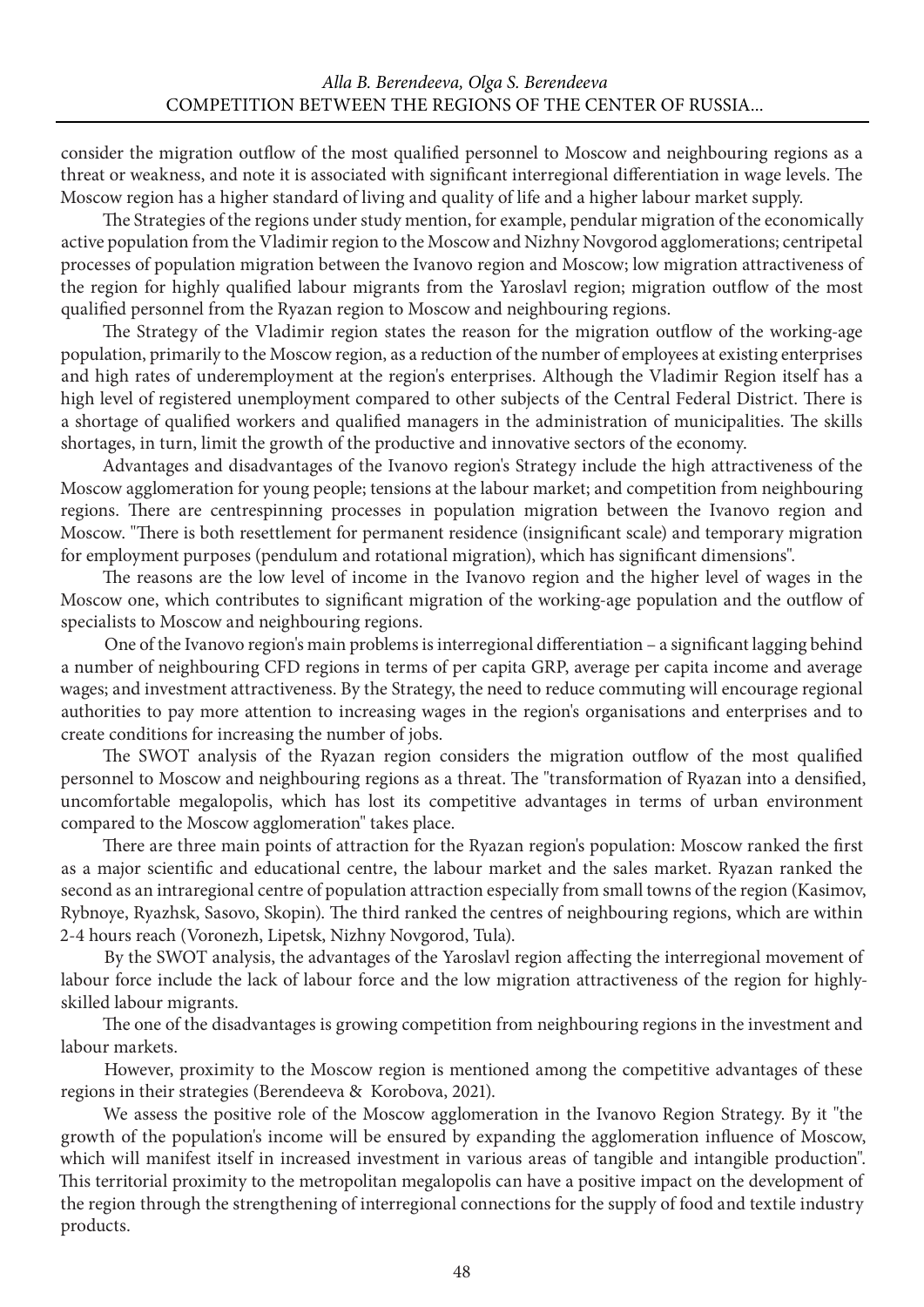consider the migration outflow of the most qualified personnel to Moscow and neighbouring regions as a threat or weakness, and note it is associated with significant interregional differentiation in wage levels. The Moscow region has a higher standard of living and quality of life and a higher labour market supply.

The Strategies of the regions under study mention, for example, pendular migration of the economically active population from the Vladimir region to the Moscow and Nizhny Novgorod agglomerations; centripetal processes of population migration between the Ivanovo region and Moscow; low migration attractiveness of the region for highly qualified labour migrants from the Yaroslavl region; migration outflow of the most qualified personnel from the Ryazan region to Moscow and neighbouring regions.

The Strategy of the Vladimir region states the reason for the migration outflow of the working-age population, primarily to the Moscow region, as a reduction of the number of employees at existing enterprises and high rates of underemployment at the region's enterprises. Although the Vladimir Region itself has a high level of registered unemployment compared to other subjects of the Central Federal District. There is a shortage of qualified workers and qualified managers in the administration of municipalities. The skills shortages, in turn, limit the growth of the productive and innovative sectors of the economy.

Advantages and disadvantages of the Ivanovo region's Strategy include the high attractiveness of the Moscow agglomeration for young people; tensions at the labour market; and competition from neighbouring regions. There are centrespinning processes in population migration between the Ivanovo region and Moscow. "There is both resettlement for permanent residence (insignificant scale) and temporary migration for employment purposes (pendulum and rotational migration), which has significant dimensions".

The reasons are the low level of income in the Ivanovo region and the higher level of wages in the Moscow one, which contributes to significant migration of the working-age population and the outflow of specialists to Moscow and neighbouring regions.

One of the Ivanovo region's main problems is interregional differentiation – a significant lagging behind a number of neighbouring CFD regions in terms of per capita GRP, average per capita income and average wages; and investment attractiveness. By the Strategy, the need to reduce commuting will encourage regional authorities to pay more attention to increasing wages in the region's organisations and enterprises and to create conditions for increasing the number of jobs.

The SWOT analysis of the Ryazan region considers the migration outflow of the most qualified personnel to Moscow and neighbouring regions as a threat. The "transformation of Ryazan into a densified, uncomfortable megalopolis, which has lost its competitive advantages in terms of urban environment compared to the Moscow agglomeration" takes place.

There are three main points of attraction for the Ryazan region's population: Moscow ranked the first as a major scientific and educational centre, the labour market and the sales market. Ryazan ranked the second as an intraregional centre of population attraction especially from small towns of the region (Kasimov, Rybnoye, Ryazhsk, Sasovo, Skopin). The third ranked the centres of neighbouring regions, which are within 2-4 hours reach (Voronezh, Lipetsk, Nizhny Novgorod, Tula).

By the SWOT analysis, the advantages of the Yaroslavl region affecting the interregional movement of labour force include the lack of labour force and the low migration attractiveness of the region for highly-skilled labour migrants.

The one of the disadvantages is growing competition from neighbouring regions in the investment and labour markets.

However, proximity to the Moscow region is mentioned among the competitive advantages of these regions in their strategies (Berendeeva & Korobova, 2021).

We assess the positive role of the Moscow agglomeration in the Ivanovo Region Strategy. By it "the growth of the population's income will be ensured by expanding the agglomeration influence of Moscow, which will manifest itself in increased investment in various areas of tangible and intangible production". This territorial proximity to the metropolitan megalopolis can have a positive impact on the development of the region through the strengthening of interregional connections for the supply of food and textile industry products.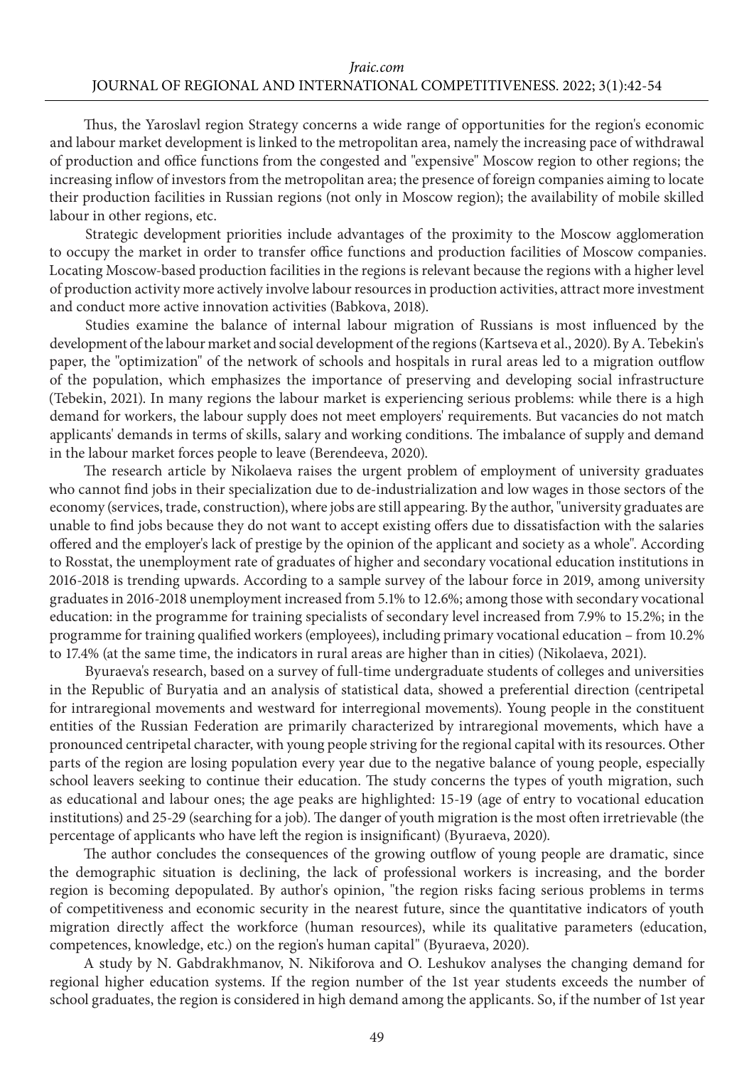Thus, the Yaroslavl region Strategy concerns a wide range of opportunities for the region's economic and labour market development is linked to the metropolitan area, namely the increasing pace of withdrawal of production and office functions from the congested and "expensive" Moscow region to other regions; the increasing inflow of investors from the metropolitan area; the presence of foreign companies aiming to locate their production facilities in Russian regions (not only in Moscow region); the availability of mobile skilled labour in other regions, etc.

Strategic development priorities include advantages of the proximity to the Moscow agglomeration to occupy the market in order to transfer office functions and production facilities of Moscow companies. Locating Moscow-based production facilities in the regions is relevant because the regions with a higher level of production activity more actively involve labour resources in production activities, attract more investment and conduct more active innovation activities (Babkova, 2018).

Studies examine the balance of internal labour migration of Russians is most influenced by the development of the labour market and social development of the regions (Kartseva et al., 2020). By A. Tebekin's paper, the "optimization" of the network of schools and hospitals in rural areas led to a migration outflow of the population, which emphasizes the importance of preserving and developing social infrastructure (Tebekin, 2021). In many regions the labour market is experiencing serious problems: while there is a high demand for workers, the labour supply does not meet employers' requirements. But vacancies do not match applicants' demands in terms of skills, salary and working conditions. The imbalance of supply and demand in the labour market forces people to leave (Berendeeva, 2020).

The research article by Nikolaeva raises the urgent problem of employment of university graduates who cannot find jobs in their specialization due to de-industrialization and low wages in those sectors of the economy (services, trade, construction), where jobs are still appearing. By the author, "university graduates are unable to find jobs because they do not want to accept existing offers due to dissatisfaction with the salaries offered and the employer's lack of prestige by the opinion of the applicant and society as a whole". According to Rosstat, the unemployment rate of graduates of higher and secondary vocational education institutions in 2016-2018 is trending upwards. According to a sample survey of the labour force in 2019, among university graduates in 2016-2018 unemployment increased from 5.1% to 12.6%; among those with secondary vocational education: in the programme for training specialists of secondary level increased from 7.9% to 15.2%; in the programme for training qualified workers (employees), including primary vocational education – from 10.2% to 17.4% (at the same time, the indicators in rural areas are higher than in cities) (Nikolaeva, 2021).

Byuraeva's research, based on a survey of full-time undergraduate students of colleges and universities in the Republic of Buryatia and an analysis of statistical data, showed a preferential direction (centripetal for intraregional movements and westward for interregional movements). Young people in the constituent entities of the Russian Federation are primarily characterized by intraregional movements, which have a pronounced centripetal character, with young people striving for the regional capital with its resources. Other parts of the region are losing population every year due to the negative balance of young people, especially school leavers seeking to continue their education. The study concerns the types of youth migration, such as educational and labour ones; the age peaks are highlighted: 15-19 (age of entry to vocational education institutions) and 25-29 (searching for a job). The danger of youth migration is the most often irretrievable (the percentage of applicants who have left the region is insignificant) (Byuraeva, 2020).

The author concludes the consequences of the growing outflow of young people are dramatic, since the demographic situation is declining, the lack of professional workers is increasing, and the border region is becoming depopulated. By author's opinion, "the region risks facing serious problems in terms of competitiveness and economic security in the nearest future, since the quantitative indicators of youth migration directly affect the workforce (human resources), while its qualitative parameters (education, competences, knowledge, etc.) on the region's human capital" (Byuraeva, 2020).

A study by N. Gabdrakhmanov, N. Nikiforova and O. Leshukov analyses the changing demand for regional higher education systems. If the region number of the 1st year students exceeds the number of school graduates, the region is considered in high demand among the applicants. So, if the number of 1st year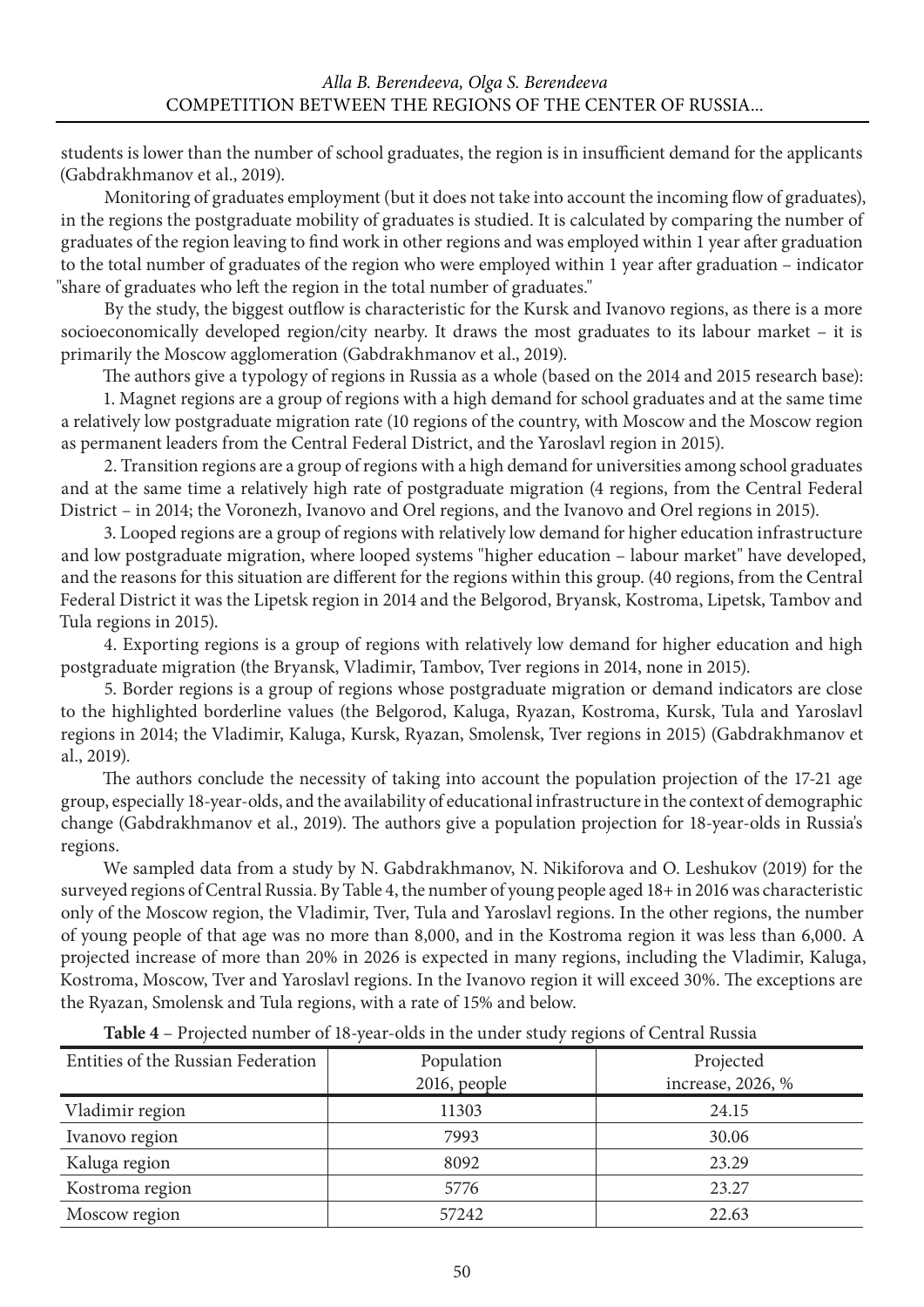students is lower than the number of school graduates, the region is in insufficient demand for the applicants (Gabdrakhmanov et al., 2019).

Monitoring of graduates employment (but it does not take into account the incoming flow of graduates), in the regions the postgraduate mobility of graduates is studied. It is calculated by comparing the number of graduates of the region leaving to find work in other regions and was employed within 1 year after graduation to the total number of graduates of the region who were employed within 1 year after graduation – indicator "share of graduates who left the region in the total number of graduates."

By the study, the biggest outflow is characteristic for the Kursk and Ivanovo regions, as there is a more socioeconomically developed region/city nearby. It draws the most graduates to its labour market – it is primarily the Moscow agglomeration (Gabdrakhmanov et al., 2019).

The authors give a typology of regions in Russia as a whole (based on the 2014 and 2015 research base):

1. Magnet regions are a group of regions with a high demand for school graduates and at the same time a relatively low postgraduate migration rate (10 regions of the country, with Moscow and the Moscow region as permanent leaders from the Central Federal District, and the Yaroslavl region in 2015).

2. Transition regions are a group of regions with a high demand for universities among school graduates and at the same time a relatively high rate of postgraduate migration (4 regions, from the Central Federal District – in 2014; the Voronezh, Ivanovo and Orel regions, and the Ivanovo and Orel regions in 2015).

3. Looped regions are a group of regions with relatively low demand for higher education infrastructure and low postgraduate migration, where looped systems "higher education – labour market" have developed, and the reasons for this situation are different for the regions within this group. (40 regions, from the Central Federal District it was the Lipetsk region in 2014 and the Belgorod, Bryansk, Kostroma, Lipetsk, Tambov and Tula regions in 2015).

4. Exporting regions is a group of regions with relatively low demand for higher education and high postgraduate migration (the Bryansk, Vladimir, Tambov, Tver regions in 2014, none in 2015).

5. Border regions is a group of regions whose postgraduate migration or demand indicators are close to the highlighted borderline values (the Belgorod, Kaluga, Ryazan, Kostroma, Kursk, Tula and Yaroslavl regions in 2014; the Vladimir, Kaluga, Kursk, Ryazan, Smolensk, Tver regions in 2015) (Gabdrakhmanov et al., 2019).

The authors conclude the necessity of taking into account the population projection of the 17-21 age group, especially 18-year-olds, and the availability of educational infrastructure in the context of demographic change (Gabdrakhmanov et al., 2019). The authors give a population projection for 18-year-olds in Russia's regions.

We sampled data from a study by N. Gabdrakhmanov, N. Nikiforova and O. Leshukov (2019) for the surveyed regions of Central Russia. By Table 4, the number of young people aged 18+ in 2016 was characteristic only of the Moscow region, the Vladimir, Tver, Tula and Yaroslavl regions. In the other regions, the number of young people of that age was no more than 8,000, and in the Kostroma region it was less than 6,000. A projected increase of more than 20% in 2026 is expected in many regions, including the Vladimir, Kaluga, Kostroma, Moscow, Tver and Yaroslavl regions. In the Ivanovo region it will exceed 30%. The exceptions are the Ryazan, Smolensk and Tula regions, with a rate of 15% and below.

**Table 4** – Projected number of 18-year-olds in the under study regions of Central Russia

| Entities of the Russian Federation | Population 2016, people | Projected increase, 2026, % |
|---|---|---|
| Vladimir region | 11303 | 24.15 |
| Ivanovo region | 7993 | 30.06 |
| Kaluga region | 8092 | 23.29 |
| Kostroma region | 5776 | 23.27 |
| Moscow region | 57242 | 22.63 |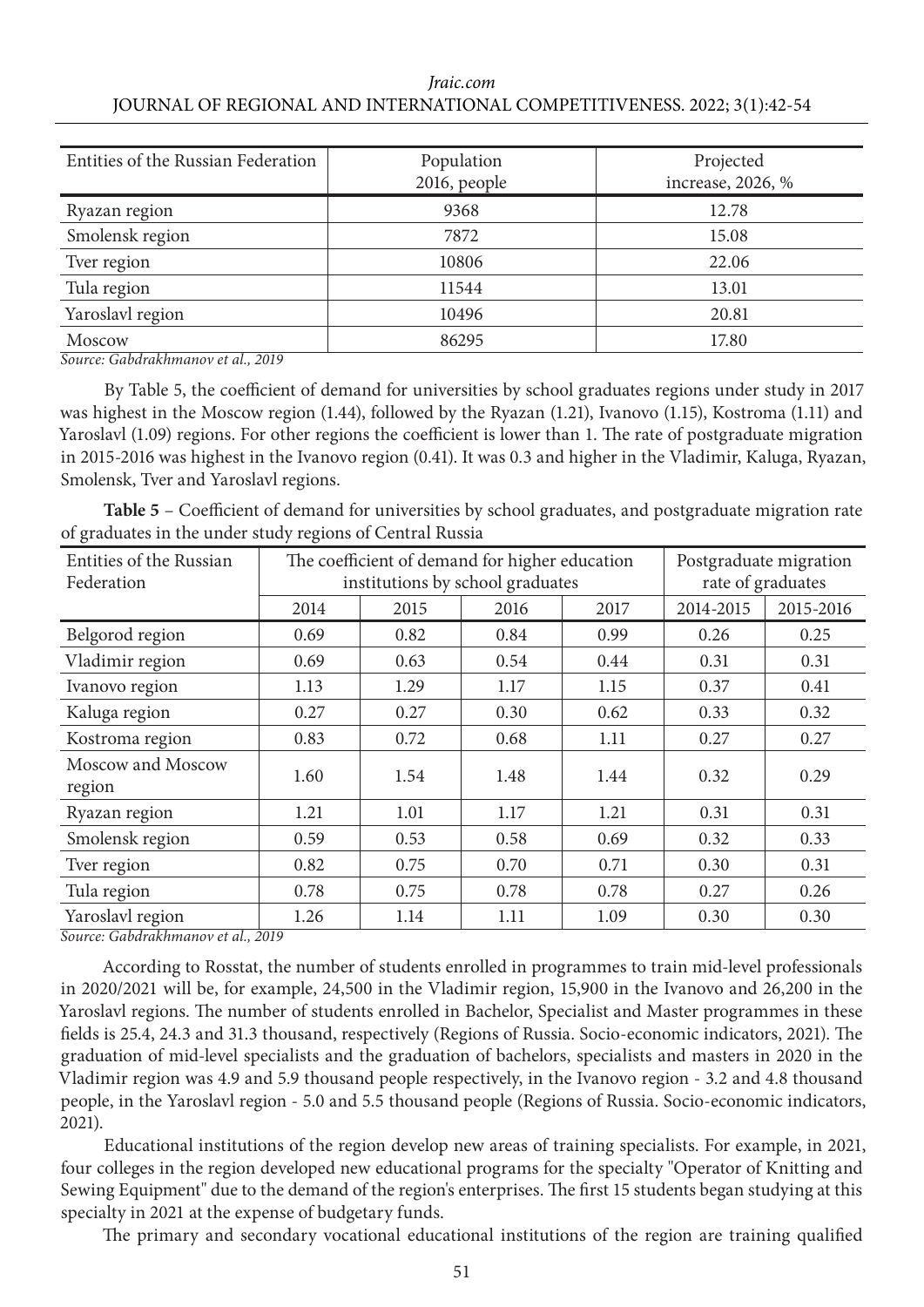| Entities of the Russian Federation | Population 2016, people | Projected increase, 2026, % |
|---|---|---|
| Ryazan region | 9368 | 12.78 |
| Smolensk region | 7872 | 15.08 |
| Tver region | 10806 | 22.06 |
| Tula region | 11544 | 13.01 |
| Yaroslavl region | 10496 | 20.81 |
| Moscow | 86295 | 17.80 |

*Source: Gabdrakhmanov et al., 2019*

By Table 5, the coefficient of demand for universities by school graduates regions under study in 2017 was highest in the Moscow region (1.44), followed by the Ryazan (1.21), Ivanovo (1.15), Kostroma (1.11) and Yaroslavl (1.09) regions. For other regions the coefficient is lower than 1. The rate of postgraduate migration in 2015-2016 was highest in the Ivanovo region (0.41). It was 0.3 and higher in the Vladimir, Kaluga, Ryazan, Smolensk, Tver and Yaroslavl regions.

**Table 5** – Coefficient of demand for universities by school graduates, and postgraduate migration rate of graduates in the under study regions of Central Russia

| Entities of the Russian Federation | The coefficient of demand for higher education institutions by school graduates | | | | Postgraduate migration rate of graduates | |
|---|---|---|---|---|---|---|
| | 2014 | 2015 | 2016 | 2017 | 2014-2015 | 2015-2016 |
| Belgorod region | 0.69 | 0.82 | 0.84 | 0.99 | 0.26 | 0.25 |
| Vladimir region | 0.69 | 0.63 | 0.54 | 0.44 | 0.31 | 0.31 |
| Ivanovo region | 1.13 | 1.29 | 1.17 | 1.15 | 0.37 | 0.41 |
| Kaluga region | 0.27 | 0.27 | 0.30 | 0.62 | 0.33 | 0.32 |
| Kostroma region | 0.83 | 0.72 | 0.68 | 1.11 | 0.27 | 0.27 |
| Moscow and Moscow region | 1.60 | 1.54 | 1.48 | 1.44 | 0.32 | 0.29 |
| Ryazan region | 1.21 | 1.01 | 1.17 | 1.21 | 0.31 | 0.31 |
| Smolensk region | 0.59 | 0.53 | 0.58 | 0.69 | 0.32 | 0.33 |
| Tver region | 0.82 | 0.75 | 0.70 | 0.71 | 0.30 | 0.31 |
| Tula region | 0.78 | 0.75 | 0.78 | 0.78 | 0.27 | 0.26 |
| Yaroslavl region | 1.26 | 1.14 | 1.11 | 1.09 | 0.30 | 0.30 |

*Source: Gabdrakhmanov et al., 2019*

According to Rosstat, the number of students enrolled in programmes to train mid-level professionals in 2020/2021 will be, for example, 24,500 in the Vladimir region, 15,900 in the Ivanovo and 26,200 in the Yaroslavl regions. The number of students enrolled in Bachelor, Specialist and Master programmes in these fields is 25.4, 24.3 and 31.3 thousand, respectively (Regions of Russia. Socio-economic indicators, 2021). The graduation of mid-level specialists and the graduation of bachelors, specialists and masters in 2020 in the Vladimir region was 4.9 and 5.9 thousand people respectively, in the Ivanovo region - 3.2 and 4.8 thousand people, in the Yaroslavl region - 5.0 and 5.5 thousand people (Regions of Russia. Socio-economic indicators, 2021).

Educational institutions of the region develop new areas of training specialists. For example, in 2021, four colleges in the region developed new educational programs for the specialty "Operator of Knitting and Sewing Equipment" due to the demand of the region's enterprises. The first 15 students began studying at this specialty in 2021 at the expense of budgetary funds.

The primary and secondary vocational educational institutions of the region are training qualified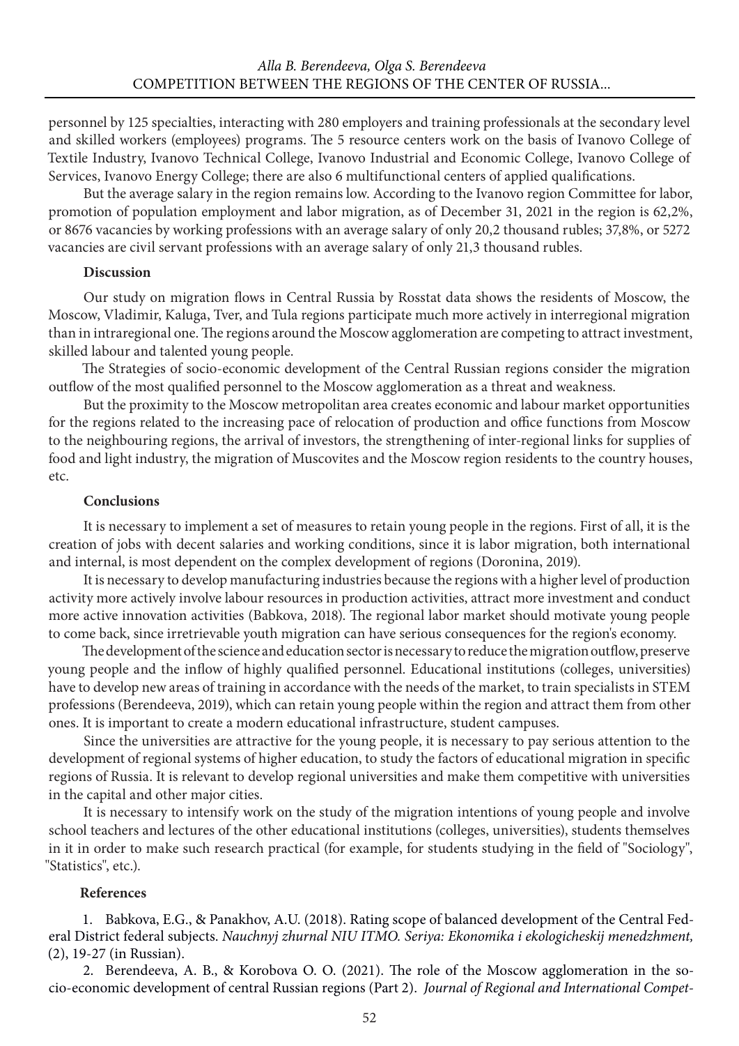personnel by 125 specialties, interacting with 280 employers and training professionals at the secondary level and skilled workers (employees) programs. The 5 resource centers work on the basis of Ivanovo College of Textile Industry, Ivanovo Technical College, Ivanovo Industrial and Economic College, Ivanovo College of Services, Ivanovo Energy College; there are also 6 multifunctional centers of applied qualifications.

But the average salary in the region remains low. According to the Ivanovo region Committee for labor, promotion of population employment and labor migration, as of December 31, 2021 in the region is 62,2%, or 8676 vacancies by working professions with an average salary of only 20,2 thousand rubles; 37,8%, or 5272 vacancies are civil servant professions with an average salary of only 21,3 thousand rubles.

## Discussion

Our study on migration flows in Central Russia by Rosstat data shows the residents of Moscow, the Moscow, Vladimir, Kaluga, Tver, and Tula regions participate much more actively in interregional migration than in intraregional one. The regions around the Moscow agglomeration are competing to attract investment, skilled labour and talented young people.

The Strategies of socio-economic development of the Central Russian regions consider the migration outflow of the most qualified personnel to the Moscow agglomeration as a threat and weakness.

But the proximity to the Moscow metropolitan area creates economic and labour market opportunities for the regions related to the increasing pace of relocation of production and office functions from Moscow to the neighbouring regions, the arrival of investors, the strengthening of inter-regional links for supplies of food and light industry, the migration of Muscovites and the Moscow region residents to the country houses, etc.

## Conclusions

It is necessary to implement a set of measures to retain young people in the regions. First of all, it is the creation of jobs with decent salaries and working conditions, since it is labor migration, both international and internal, is most dependent on the complex development of regions (Doronina, 2019).

It is necessary to develop manufacturing industries because the regions with a higher level of production activity more actively involve labour resources in production activities, attract more investment and conduct more active innovation activities (Babkova, 2018). The regional labor market should motivate young people to come back, since irretrievable youth migration can have serious consequences for the region's economy.

The development of the science and education sector is necessary to reduce the migration outflow, preserve young people and the inflow of highly qualified personnel. Educational institutions (colleges, universities) have to develop new areas of training in accordance with the needs of the market, to train specialists in STEM professions (Berendeeva, 2019), which can retain young people within the region and attract them from other ones. It is important to create a modern educational infrastructure, student campuses.

Since the universities are attractive for the young people, it is necessary to pay serious attention to the development of regional systems of higher education, to study the factors of educational migration in specific regions of Russia. It is relevant to develop regional universities and make them competitive with universities in the capital and other major cities.

It is necessary to intensify work on the study of the migration intentions of young people and involve school teachers and lectures of the other educational institutions (colleges, universities), students themselves in it in order to make such research practical (for example, for students studying in the field of "Sociology", "Statistics", etc.).

## References

1. Babkova, E.G., & Panakhov, A.U. (2018). Rating scope of balanced development of the Central Federal District federal subjects. *Nauchnyj zhurnal NIU ITMO. Seriya: Ekonomika i ekologicheskij menedzhment,* (2), 19-27 (in Russian).

2. Berendeeva, A. B., & Korobova O. O. (2021). The role of the Moscow agglomeration in the socio-economic development of central Russian regions (Part 2). *Journal of Regional and International Compet-*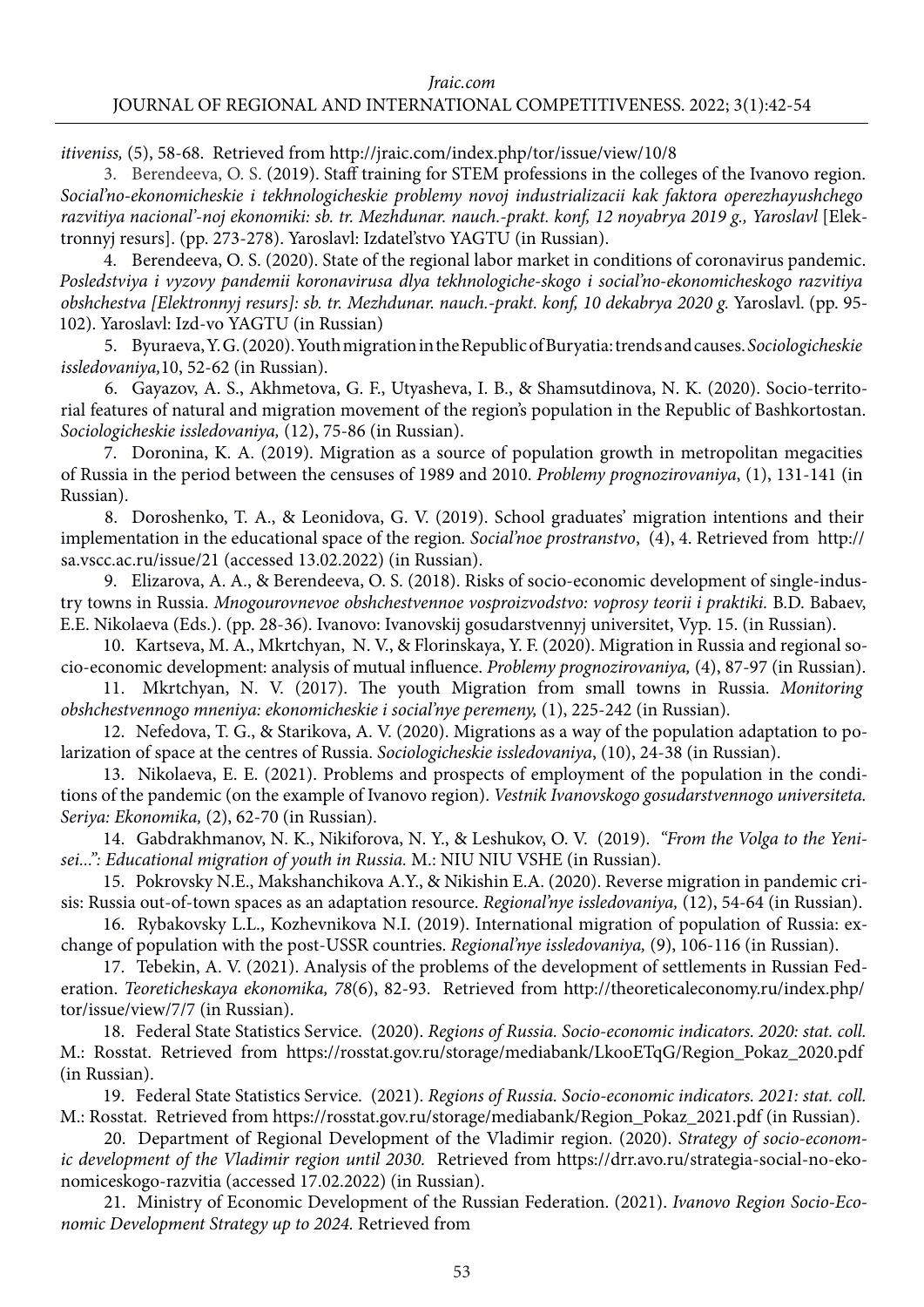*itiveniss,* (5), 58-68. Retrieved from http://jraic.com/index.php/tor/issue/view/10/8

3. Berendeeva, O. S. (2019). Staff training for STEM professions in the colleges of the Ivanovo region. *Social'no-ekonomicheskie i tekhnologicheskie problemy novoj industrializacii kak faktora operezhayushchego razvitiya nacional'-noj ekonomiki: sb. tr. Mezhdunar. nauch.-prakt. konf, 12 noyabrya 2019 g., Yaroslavl* [Elektronnyj resurs]. (pp. 273-278). Yaroslavl: Izdatel'stvo YAGTU (in Russian).

4. Berendeeva, O. S. (2020). State of the regional labor market in conditions of coronavirus pandemic. *Posledstviya i vyzovy pandemii koronavirusa dlya tekhnologiche-skogo i social'no-ekonomicheskogo razvitiya obshchestva [Elektronnyj resurs]: sb. tr. Mezhdunar. nauch.-prakt. konf, 10 dekabrya 2020 g.* Yaroslavl. (pp. 95-102). Yaroslavl: Izd-vo YAGTU (in Russian)

5. Byuraeva, Y. G. (2020). Youth migration in the Republic of Buryatia: trends and causes. *Sociologicheskie issledovaniya,*10, 52-62 (in Russian).

6. Gayazov, A. S., Akhmetova, G. F., Utyasheva, I. B., & Shamsutdinova, N. K. (2020). Socio-territorial features of natural and migration movement of the region's population in the Republic of Bashkortostan. *Sociologicheskie issledovaniya,* (12), 75-86 (in Russian).

7. Doronina, K. A. (2019). Migration as a source of population growth in metropolitan megacities of Russia in the period between the censuses of 1989 and 2010. *Problemy prognozirovaniya*, (1), 131-141 (in Russian).

8. Doroshenko, T. A., & Leonidova, G. V. (2019). School graduates' migration intentions and their implementation in the educational space of the region. *Social'noe prostranstvo*, (4), 4. Retrieved from http://sa.vscc.ac.ru/issue/21 (accessed 13.02.2022) (in Russian).

9. Elizarova, A. A., & Berendeeva, O. S. (2018). Risks of socio-economic development of single-industry towns in Russia. *Mnogourovnevoe obshchestvennoe vosproizvodstvo: voprosy teorii i praktiki.* B.D. Babaev, E.E. Nikolaeva (Eds.). (pp. 28-36). Ivanovo: Ivanovskij gosudarstvennyj universitet, Vyp. 15. (in Russian).

10. Kartseva, M. A., Mkrtchyan, N. V., & Florinskaya, Y. F. (2020). Migration in Russia and regional socio-economic development: analysis of mutual influence. *Problemy prognozirovaniya,* (4), 87-97 (in Russian).

11. Mkrtchyan, N. V. (2017). The youth Migration from small towns in Russia. *Monitoring obshchestvennogo mneniya: ekonomicheskie i social'nye peremeny,* (1), 225-242 (in Russian).

12. Nefedova, T. G., & Starikova, A. V. (2020). Migrations as a way of the population adaptation to polarization of space at the centres of Russia. *Sociologicheskie issledovaniya*, (10), 24-38 (in Russian).

13. Nikolaeva, E. E. (2021). Problems and prospects of employment of the population in the conditions of the pandemic (on the example of Ivanovo region). *Vestnik Ivanovskogo gosudarstvennogo universiteta. Seriya: Ekonomika,* (2), 62-70 (in Russian).

14. Gabdrakhmanov, N. K., Nikiforova, N. Y., & Leshukov, O. V. (2019). *"From the Volga to the Yenisei...": Educational migration of youth in Russia.* M.: NIU NIU VSHE (in Russian).

15. Pokrovsky N.E., Makshanchikova A.Y., & Nikishin E.A. (2020). Reverse migration in pandemic crisis: Russia out-of-town spaces as an adaptation resource. *Regional'nye issledovaniya,* (12), 54-64 (in Russian).

16. Rybakovsky L.L., Kozhevnikova N.I. (2019). International migration of population of Russia: exchange of population with the post-USSR countries. *Regional'nye issledovaniya,* (9), 106-116 (in Russian).

17. Tebekin, A. V. (2021). Analysis of the problems of the development of settlements in Russian Federation. *Teoreticheskaya ekonomika, 78*(6), 82-93. Retrieved from http://theoreticaleconomy.ru/index.php/tor/issue/view/7/7 (in Russian).

18. Federal State Statistics Service. (2020). *Regions of Russia. Socio-economic indicators. 2020: stat. coll.* M.: Rosstat. Retrieved from https://rosstat.gov.ru/storage/mediabank/LkooETqG/Region_Pokaz_2020.pdf (in Russian).

19. Federal State Statistics Service. (2021). *Regions of Russia. Socio-economic indicators. 2021: stat. coll.* M.: Rosstat. Retrieved from https://rosstat.gov.ru/storage/mediabank/Region_Pokaz_2021.pdf (in Russian).

20. Department of Regional Development of the Vladimir region. (2020). *Strategy of socio-economic development of the Vladimir region until 2030.* Retrieved from https://drr.avo.ru/strategia-social-no-ekonomiceskogo-razvitia (accessed 17.02.2022) (in Russian).

21. Ministry of Economic Development of the Russian Federation. (2021). *Ivanovo Region Socio-Economic Development Strategy up to 2024.* Retrieved from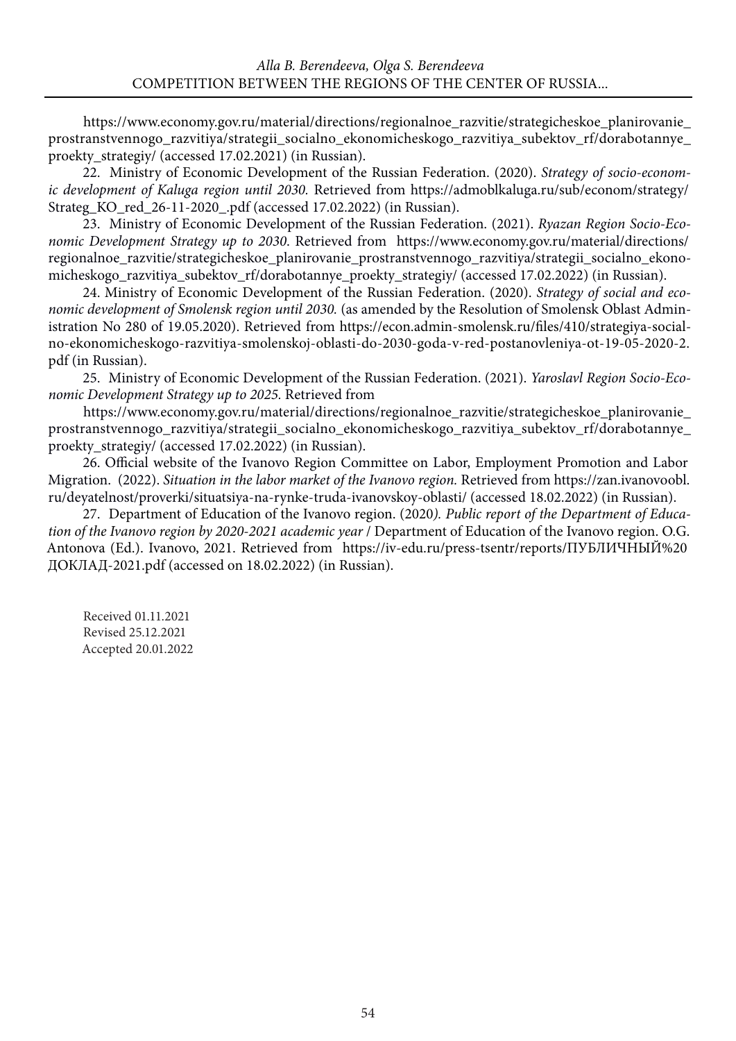https://www.economy.gov.ru/material/directions/regionalnoe_razvitie/strategicheskoe_planirovanie_prostranstvennogo_razvitiya/strategii_socialno_ekonomicheskogo_razvitiya_subektov_rf/dorabotannye_proekty_strategiy/ (accessed 17.02.2021) (in Russian).

22. Ministry of Economic Development of the Russian Federation. (2020). *Strategy of socio-economic development of Kaluga region until 2030.* Retrieved from https://admoblkaluga.ru/sub/econom/strategy/Strateg_KO_red_26-11-2020_.pdf (accessed 17.02.2022) (in Russian).

23. Ministry of Economic Development of the Russian Federation. (2021). *Ryazan Region Socio-Economic Development Strategy up to 2030*. Retrieved from https://www.economy.gov.ru/material/directions/regionalnoe_razvitie/strategicheskoe_planirovanie_prostranstvennogo_razvitiya/strategii_socialno_ekonomicheskogo_razvitiya_subektov_rf/dorabotannye_proekty_strategiy/ (accessed 17.02.2022) (in Russian).

24. Ministry of Economic Development of the Russian Federation. (2020). *Strategy of social and economic development of Smolensk region until 2030.* (as amended by the Resolution of Smolensk Oblast Administration No 280 of 19.05.2020). Retrieved from https://econ.admin-smolensk.ru/files/410/strategiya-socialno-ekonomicheskogo-razvitiya-smolenskoj-oblasti-do-2030-goda-v-red-postanovleniya-ot-19-05-2020-2.pdf (in Russian).

25. Ministry of Economic Development of the Russian Federation. (2021). *Yaroslavl Region Socio-Economic Development Strategy up to 2025.* Retrieved from

https://www.economy.gov.ru/material/directions/regionalnoe_razvitie/strategicheskoe_planirovanie_prostranstvennogo_razvitiya/strategii_socialno_ekonomicheskogo_razvitiya_subektov_rf/dorabotannye_proekty_strategiy/ (accessed 17.02.2022) (in Russian).

26. Official website of the Ivanovo Region Committee on Labor, Employment Promotion and Labor Migration. (2022). *Situation in the labor market of the Ivanovo region.* Retrieved from https://zan.ivanovoobl.ru/deyatelnost/proverki/situatsiya-na-rynke-truda-ivanovskoy-oblasti/ (accessed 18.02.2022) (in Russian).

27. Department of Education of the Ivanovo region. (2020). *Public report of the Department of Education of the Ivanovo region by 2020-2021 academic year* / Department of Education of the Ivanovo region. O.G. Antonova (Ed.). Ivanovo, 2021. Retrieved from https://iv-edu.ru/press-tsentr/reports/ПУБЛИЧНЫЙ%20ДОКЛАД-2021.pdf (accessed on 18.02.2022) (in Russian).

Received 01.11.2021
Revised 25.12.2021
Accepted 20.01.2022